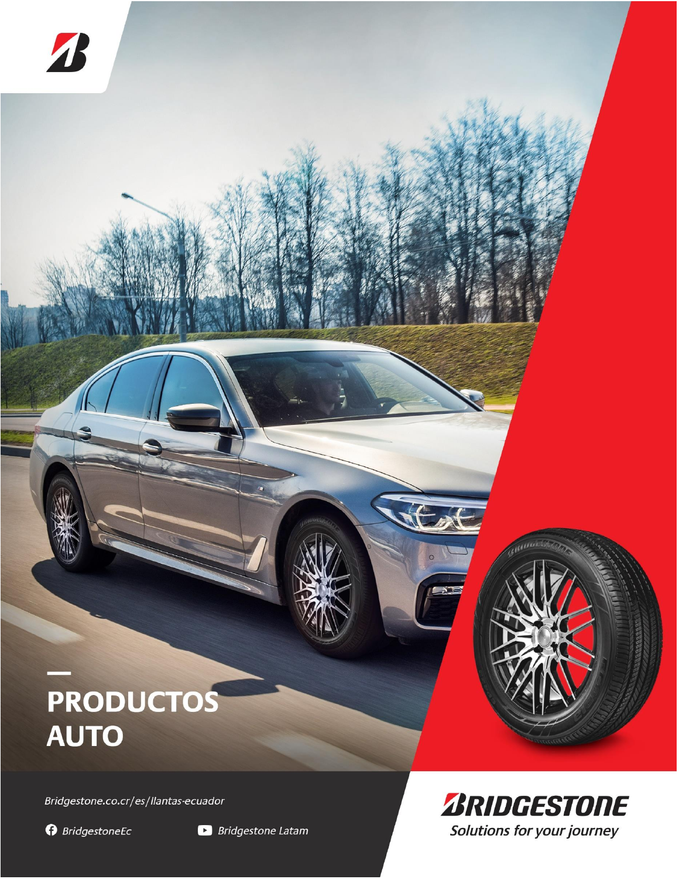# PRODUCTOS AUTO

Bridgestone.co.cr/es/llantas-ecuador

BridgestoneEc

Bridgestone Latam

BRIDGESTONE

*Solutions for your journey*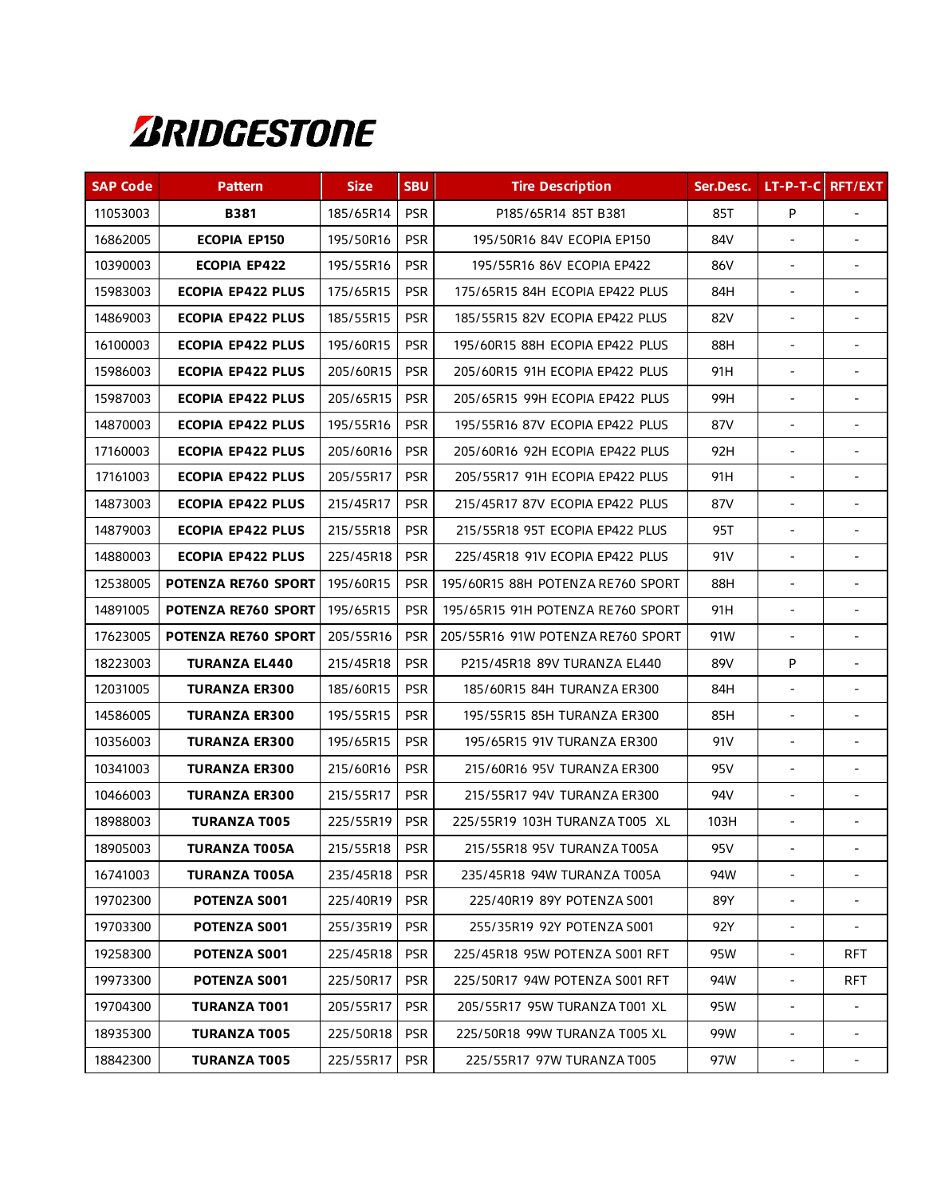# BRIDGESTONE

| SAP Code | Pattern | Size | SBU | Tire Description | Ser.Desc. | LT-P-T-C | RFT/EXT |
|---|---|---|---|---|---|---|---|
| 11053003 | **B381** | 185/65R14 | PSR | P185/65R14 85T B381 | 85T | P | - |
| 16862005 | **ECOPIA EP150** | 195/50R16 | PSR | 195/50R16 84V ECOPIA EP150 | 84V | - | - |
| 10390003 | **ECOPIA EP422** | 195/55R16 | PSR | 195/55R16 86V ECOPIA EP422 | 86V | - | - |
| 15983003 | **ECOPIA EP422 PLUS** | 175/65R15 | PSR | 175/65R15 84H ECOPIA EP422 PLUS | 84H | - | - |
| 14869003 | **ECOPIA EP422 PLUS** | 185/55R15 | PSR | 185/55R15 82V ECOPIA EP422 PLUS | 82V | - | - |
| 16100003 | **ECOPIA EP422 PLUS** | 195/60R15 | PSR | 195/60R15 88H ECOPIA EP422 PLUS | 88H | - | - |
| 15986003 | **ECOPIA EP422 PLUS** | 205/60R15 | PSR | 205/60R15 91H ECOPIA EP422 PLUS | 91H | - | - |
| 15987003 | **ECOPIA EP422 PLUS** | 205/65R15 | PSR | 205/65R15 99H ECOPIA EP422 PLUS | 99H | - | - |
| 14870003 | **ECOPIA EP422 PLUS** | 195/55R16 | PSR | 195/55R16 87V ECOPIA EP422 PLUS | 87V | - | - |
| 17160003 | **ECOPIA EP422 PLUS** | 205/60R16 | PSR | 205/60R16 92H ECOPIA EP422 PLUS | 92H | - | - |
| 17161003 | **ECOPIA EP422 PLUS** | 205/55R17 | PSR | 205/55R17 91H ECOPIA EP422 PLUS | 91H | - | - |
| 14873003 | **ECOPIA EP422 PLUS** | 215/45R17 | PSR | 215/45R17 87V ECOPIA EP422 PLUS | 87V | - | - |
| 14879003 | **ECOPIA EP422 PLUS** | 215/55R18 | PSR | 215/55R18 95T ECOPIA EP422 PLUS | 95T | - | - |
| 14880003 | **ECOPIA EP422 PLUS** | 225/45R18 | PSR | 225/45R18 91V ECOPIA EP422 PLUS | 91V | - | - |
| 12538005 | **POTENZA RE760 SPORT** | 195/60R15 | PSR | 195/60R15 88H POTENZA RE760 SPORT | 88H | - | - |
| 14891005 | **POTENZA RE760 SPORT** | 195/65R15 | PSR | 195/65R15 91H POTENZA RE760 SPORT | 91H | - | - |
| 17623005 | **POTENZA RE760 SPORT** | 205/55R16 | PSR | 205/55R16 91W POTENZA RE760 SPORT | 91W | - | - |
| 18223003 | **TURANZA EL440** | 215/45R18 | PSR | P215/45R18 89V TURANZA EL440 | 89V | P | - |
| 12031005 | **TURANZA ER300** | 185/60R15 | PSR | 185/60R15 84H TURANZA ER300 | 84H | - | - |
| 14586005 | **TURANZA ER300** | 195/55R15 | PSR | 195/55R15 85H TURANZA ER300 | 85H | - | - |
| 10356003 | **TURANZA ER300** | 195/65R15 | PSR | 195/65R15 91V TURANZA ER300 | 91V | - | - |
| 10341003 | **TURANZA ER300** | 215/60R16 | PSR | 215/60R16 95V TURANZA ER300 | 95V | - | - |
| 10466003 | **TURANZA ER300** | 215/55R17 | PSR | 215/55R17 94V TURANZA ER300 | 94V | - | - |
| 18988003 | **TURANZA T005** | 225/55R19 | PSR | 225/55R19 103H TURANZA T005 XL | 103H | - | - |
| 18905003 | **TURANZA T005A** | 215/55R18 | PSR | 215/55R18 95V TURANZA T005A | 95V | - | - |
| 16741003 | **TURANZA T005A** | 235/45R18 | PSR | 235/45R18 94W TURANZA T005A | 94W | - | - |
| 19702300 | **POTENZA S001** | 225/40R19 | PSR | 225/40R19 89Y POTENZA S001 | 89Y | - | - |
| 19703300 | **POTENZA S001** | 255/35R19 | PSR | 255/35R19 92Y POTENZA S001 | 92Y | - | - |
| 19258300 | **POTENZA S001** | 225/45R18 | PSR | 225/45R18 95W POTENZA S001 RFT | 95W | - | RFT |
| 19973300 | **POTENZA S001** | 225/50R17 | PSR | 225/50R17 94W POTENZA S001 RFT | 94W | - | RFT |
| 19704300 | **TURANZA T001** | 205/55R17 | PSR | 205/55R17 95W TURANZA T001 XL | 95W | - | - |
| 18935300 | **TURANZA T005** | 225/50R18 | PSR | 225/50R18 99W TURANZA T005 XL | 99W | - | - |
| 18842300 | **TURANZA T005** | 225/55R17 | PSR | 225/55R17 97W TURANZA T005 | 97W | - | - |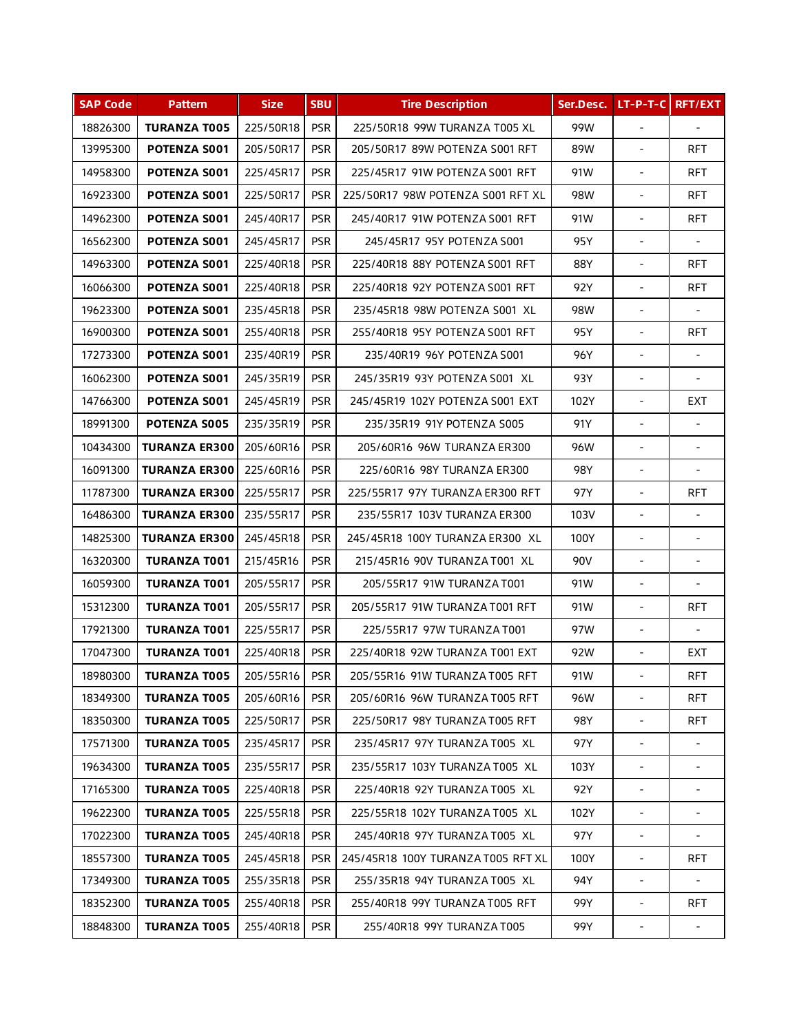| SAP Code | Pattern | Size | SBU | Tire Description | Ser.Desc. | LT-P-T-C | RFT/EXT |
|---|---|---|---|---|---|---|---|
| 18826300 | **TURANZA T005** | 225/50R18 | PSR | 225/50R18 99W TURANZA T005 XL | 99W | - | - |
| 13995300 | **POTENZA S001** | 205/50R17 | PSR | 205/50R17 89W POTENZA S001 RFT | 89W | - | RFT |
| 14958300 | **POTENZA S001** | 225/45R17 | PSR | 225/45R17 91W POTENZA S001 RFT | 91W | - | RFT |
| 16923300 | **POTENZA S001** | 225/50R17 | PSR | 225/50R17 98W POTENZA S001 RFT XL | 98W | - | RFT |
| 14962300 | **POTENZA S001** | 245/40R17 | PSR | 245/40R17 91W POTENZA S001 RFT | 91W | - | RFT |
| 16562300 | **POTENZA S001** | 245/45R17 | PSR | 245/45R17 95Y POTENZA S001 | 95Y | - | - |
| 14963300 | **POTENZA S001** | 225/40R18 | PSR | 225/40R18 88Y POTENZA S001 RFT | 88Y | - | RFT |
| 16066300 | **POTENZA S001** | 225/40R18 | PSR | 225/40R18 92Y POTENZA S001 RFT | 92Y | - | RFT |
| 19623300 | **POTENZA S001** | 235/45R18 | PSR | 235/45R18 98W POTENZA S001 XL | 98W | - | - |
| 16900300 | **POTENZA S001** | 255/40R18 | PSR | 255/40R18 95Y POTENZA S001 RFT | 95Y | - | RFT |
| 17273300 | **POTENZA S001** | 235/40R19 | PSR | 235/40R19 96Y POTENZA S001 | 96Y | - | - |
| 16062300 | **POTENZA S001** | 245/35R19 | PSR | 245/35R19 93Y POTENZA S001 XL | 93Y | - | - |
| 14766300 | **POTENZA S001** | 245/45R19 | PSR | 245/45R19 102Y POTENZA S001 EXT | 102Y | - | EXT |
| 18991300 | **POTENZA S005** | 235/35R19 | PSR | 235/35R19 91Y POTENZA S005 | 91Y | - | - |
| 10434300 | **TURANZA ER300** | 205/60R16 | PSR | 205/60R16 96W TURANZA ER300 | 96W | - | - |
| 16091300 | **TURANZA ER300** | 225/60R16 | PSR | 225/60R16 98Y TURANZA ER300 | 98Y | - | - |
| 11787300 | **TURANZA ER300** | 225/55R17 | PSR | 225/55R17 97Y TURANZA ER300 RFT | 97Y | - | RFT |
| 16486300 | **TURANZA ER300** | 235/55R17 | PSR | 235/55R17 103V TURANZA ER300 | 103V | - | - |
| 14825300 | **TURANZA ER300** | 245/45R18 | PSR | 245/45R18 100Y TURANZA ER300 XL | 100Y | - | - |
| 16320300 | **TURANZA T001** | 215/45R16 | PSR | 215/45R16 90V TURANZA T001 XL | 90V | - | - |
| 16059300 | **TURANZA T001** | 205/55R17 | PSR | 205/55R17 91W TURANZA T001 | 91W | - | - |
| 15312300 | **TURANZA T001** | 205/55R17 | PSR | 205/55R17 91W TURANZA T001 RFT | 91W | - | RFT |
| 17921300 | **TURANZA T001** | 225/55R17 | PSR | 225/55R17 97W TURANZA T001 | 97W | - | - |
| 17047300 | **TURANZA T001** | 225/40R18 | PSR | 225/40R18 92W TURANZA T001 EXT | 92W | - | EXT |
| 18980300 | **TURANZA T005** | 205/55R16 | PSR | 205/55R16 91W TURANZA T005 RFT | 91W | - | RFT |
| 18349300 | **TURANZA T005** | 205/60R16 | PSR | 205/60R16 96W TURANZA T005 RFT | 96W | - | RFT |
| 18350300 | **TURANZA T005** | 225/50R17 | PSR | 225/50R17 98Y TURANZA T005 RFT | 98Y | - | RFT |
| 17571300 | **TURANZA T005** | 235/45R17 | PSR | 235/45R17 97Y TURANZA T005 XL | 97Y | - | - |
| 19634300 | **TURANZA T005** | 235/55R17 | PSR | 235/55R17 103Y TURANZA T005 XL | 103Y | - | - |
| 17165300 | **TURANZA T005** | 225/40R18 | PSR | 225/40R18 92Y TURANZA T005 XL | 92Y | - | - |
| 19622300 | **TURANZA T005** | 225/55R18 | PSR | 225/55R18 102Y TURANZA T005 XL | 102Y | - | - |
| 17022300 | **TURANZA T005** | 245/40R18 | PSR | 245/40R18 97Y TURANZA T005 XL | 97Y | - | - |
| 18557300 | **TURANZA T005** | 245/45R18 | PSR | 245/45R18 100Y TURANZA T005 RFT XL | 100Y | - | RFT |
| 17349300 | **TURANZA T005** | 255/35R18 | PSR | 255/35R18 94Y TURANZA T005 XL | 94Y | - | - |
| 18352300 | **TURANZA T005** | 255/40R18 | PSR | 255/40R18 99Y TURANZA T005 RFT | 99Y | - | RFT |
| 18848300 | **TURANZA T005** | 255/40R18 | PSR | 255/40R18 99Y TURANZA T005 | 99Y | - | - |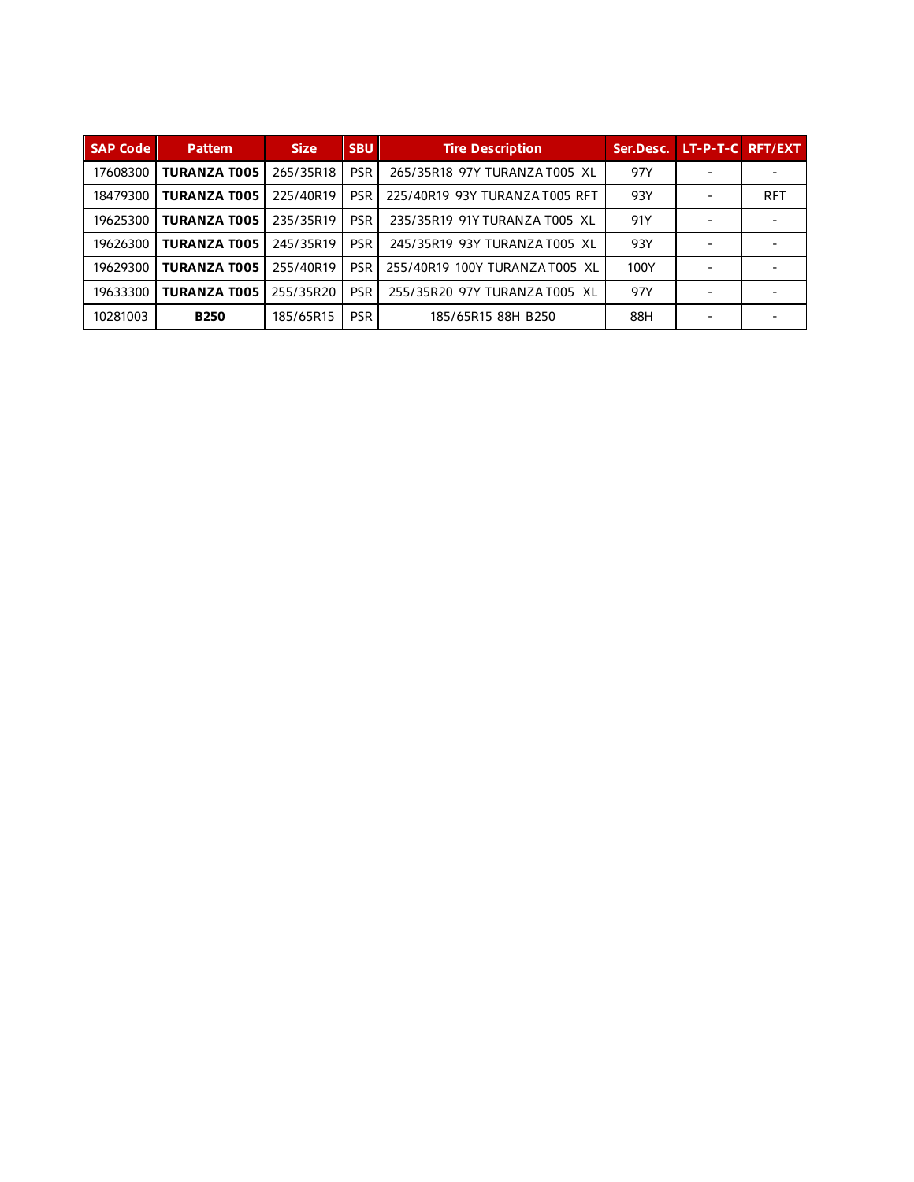| SAP Code | Pattern | Size | SBU | Tire Description | Ser.Desc. | LT-P-T-C | RFT/EXT |
|---|---|---|---|---|---|---|---|
| 17608300 | **TURANZA T005** | 265/35R18 | PSR | 265/35R18 97Y TURANZA T005 XL | 97Y | - | - |
| 18479300 | **TURANZA T005** | 225/40R19 | PSR | 225/40R19 93Y TURANZA T005 RFT | 93Y | - | RFT |
| 19625300 | **TURANZA T005** | 235/35R19 | PSR | 235/35R19 91Y TURANZA T005 XL | 91Y | - | - |
| 19626300 | **TURANZA T005** | 245/35R19 | PSR | 245/35R19 93Y TURANZA T005 XL | 93Y | - | - |
| 19629300 | **TURANZA T005** | 255/40R19 | PSR | 255/40R19 100Y TURANZA T005 XL | 100Y | - | - |
| 19633300 | **TURANZA T005** | 255/35R20 | PSR | 255/35R20 97Y TURANZA T005 XL | 97Y | - | - |
| 10281003 | **B250** | 185/65R15 | PSR | 185/65R15 88H B250 | 88H | - | - |